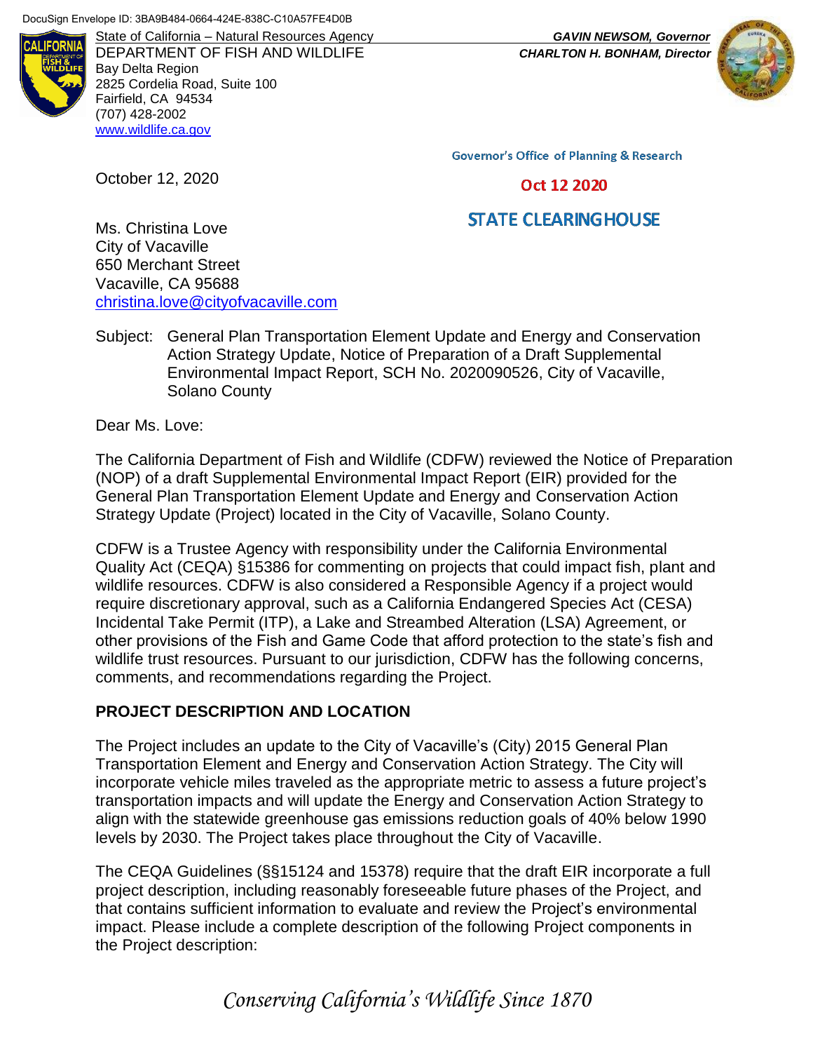DocuSign Envelope ID: 3BA9B484-0664-424E-838C-C10A57FE4D0B

State of California – Natural Resources Agency
DEPARTMENT OF FISH AND WILDLIFE
Bay Delta Region
2825 Cordelia Road, Suite 100
Fairfield, CA 94534
(707) 428-2002
www.wildlife.ca.gov

*GAVIN NEWSOM, Governor*
*CHARLTON H. BONHAM, Director*

Governor's Office of Planning & Research

Oct 12 2020

STATE CLEARINGHOUSE

October 12, 2020

Ms. Christina Love
City of Vacaville
650 Merchant Street
Vacaville, CA 95688
christina.love@cityofvacaville.com

Subject: General Plan Transportation Element Update and Energy and Conservation Action Strategy Update, Notice of Preparation of a Draft Supplemental Environmental Impact Report, SCH No. 2020090526, City of Vacaville, Solano County

Dear Ms. Love:

The California Department of Fish and Wildlife (CDFW) reviewed the Notice of Preparation (NOP) of a draft Supplemental Environmental Impact Report (EIR) provided for the General Plan Transportation Element Update and Energy and Conservation Action Strategy Update (Project) located in the City of Vacaville, Solano County.

CDFW is a Trustee Agency with responsibility under the California Environmental Quality Act (CEQA) §15386 for commenting on projects that could impact fish, plant and wildlife resources. CDFW is also considered a Responsible Agency if a project would require discretionary approval, such as a California Endangered Species Act (CESA) Incidental Take Permit (ITP), a Lake and Streambed Alteration (LSA) Agreement, or other provisions of the Fish and Game Code that afford protection to the state's fish and wildlife trust resources. Pursuant to our jurisdiction, CDFW has the following concerns, comments, and recommendations regarding the Project.

## PROJECT DESCRIPTION AND LOCATION

The Project includes an update to the City of Vacaville's (City) 2015 General Plan Transportation Element and Energy and Conservation Action Strategy. The City will incorporate vehicle miles traveled as the appropriate metric to assess a future project's transportation impacts and will update the Energy and Conservation Action Strategy to align with the statewide greenhouse gas emissions reduction goals of 40% below 1990 levels by 2030. The Project takes place throughout the City of Vacaville.

The CEQA Guidelines (§§15124 and 15378) require that the draft EIR incorporate a full project description, including reasonably foreseeable future phases of the Project, and that contains sufficient information to evaluate and review the Project's environmental impact. Please include a complete description of the following Project components in the Project description:

*Conserving California's Wildlife Since 1870*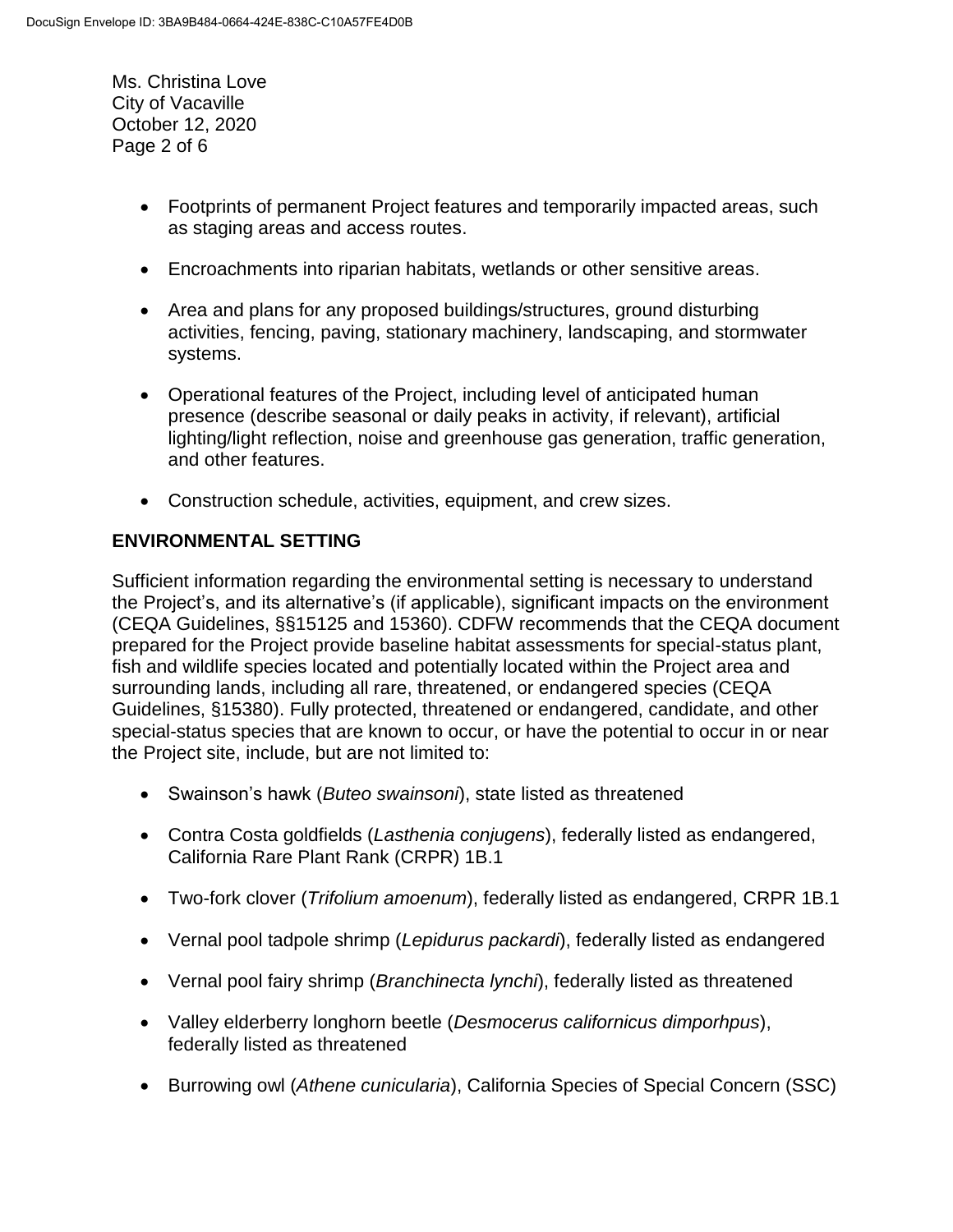- Footprints of permanent Project features and temporarily impacted areas, such as staging areas and access routes.
- Encroachments into riparian habitats, wetlands or other sensitive areas.
- Area and plans for any proposed buildings/structures, ground disturbing activities, fencing, paving, stationary machinery, landscaping, and stormwater systems.
- Operational features of the Project, including level of anticipated human presence (describe seasonal or daily peaks in activity, if relevant), artificial lighting/light reflection, noise and greenhouse gas generation, traffic generation, and other features.
- Construction schedule, activities, equipment, and crew sizes.

## ENVIRONMENTAL SETTING

Sufficient information regarding the environmental setting is necessary to understand the Project's, and its alternative's (if applicable), significant impacts on the environment (CEQA Guidelines, §§15125 and 15360). CDFW recommends that the CEQA document prepared for the Project provide baseline habitat assessments for special-status plant, fish and wildlife species located and potentially located within the Project area and surrounding lands, including all rare, threatened, or endangered species (CEQA Guidelines, §15380). Fully protected, threatened or endangered, candidate, and other special-status species that are known to occur, or have the potential to occur in or near the Project site, include, but are not limited to:

- Swainson's hawk (*Buteo swainsoni*), state listed as threatened
- Contra Costa goldfields (*Lasthenia conjugens*), federally listed as endangered, California Rare Plant Rank (CRPR) 1B.1
- Two-fork clover (*Trifolium amoenum*), federally listed as endangered, CRPR 1B.1
- Vernal pool tadpole shrimp (*Lepidurus packardi*), federally listed as endangered
- Vernal pool fairy shrimp (*Branchinecta lynchi*), federally listed as threatened
- Valley elderberry longhorn beetle (*Desmocerus californicus dimporhpus*), federally listed as threatened
- Burrowing owl (*Athene cunicularia*), California Species of Special Concern (SSC)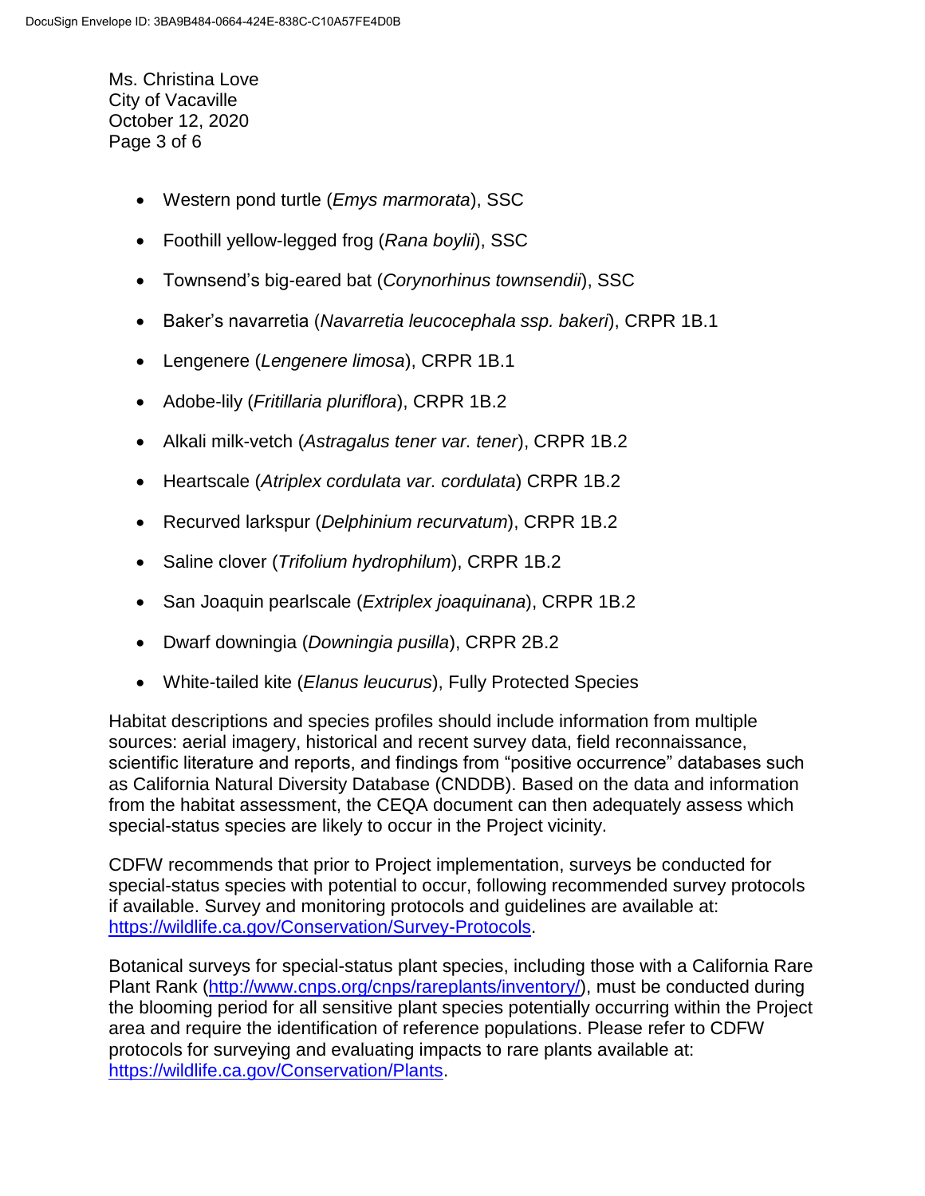- Western pond turtle (*Emys marmorata*), SSC
- Foothill yellow-legged frog (*Rana boylii*), SSC
- Townsend's big-eared bat (*Corynorhinus townsendii*), SSC
- Baker's navarretia (*Navarretia leucocephala ssp. bakeri*), CRPR 1B.1
- Lengenere (*Lengenere limosa*), CRPR 1B.1
- Adobe-lily (*Fritillaria pluriflora*), CRPR 1B.2
- Alkali milk-vetch (*Astragalus tener var. tener*), CRPR 1B.2
- Heartscale (*Atriplex cordulata var. cordulata*) CRPR 1B.2
- Recurved larkspur (*Delphinium recurvatum*), CRPR 1B.2
- Saline clover (*Trifolium hydrophilum*), CRPR 1B.2
- San Joaquin pearlscale (*Extriplex joaquinana*), CRPR 1B.2
- Dwarf downingia (*Downingia pusilla*), CRPR 2B.2
- White-tailed kite (*Elanus leucurus*), Fully Protected Species

Habitat descriptions and species profiles should include information from multiple sources: aerial imagery, historical and recent survey data, field reconnaissance, scientific literature and reports, and findings from "positive occurrence" databases such as California Natural Diversity Database (CNDDB). Based on the data and information from the habitat assessment, the CEQA document can then adequately assess which special-status species are likely to occur in the Project vicinity.

CDFW recommends that prior to Project implementation, surveys be conducted for special-status species with potential to occur, following recommended survey protocols if available. Survey and monitoring protocols and guidelines are available at: https://wildlife.ca.gov/Conservation/Survey-Protocols.

Botanical surveys for special-status plant species, including those with a California Rare Plant Rank (http://www.cnps.org/cnps/rareplants/inventory/), must be conducted during the blooming period for all sensitive plant species potentially occurring within the Project area and require the identification of reference populations. Please refer to CDFW protocols for surveying and evaluating impacts to rare plants available at: https://wildlife.ca.gov/Conservation/Plants.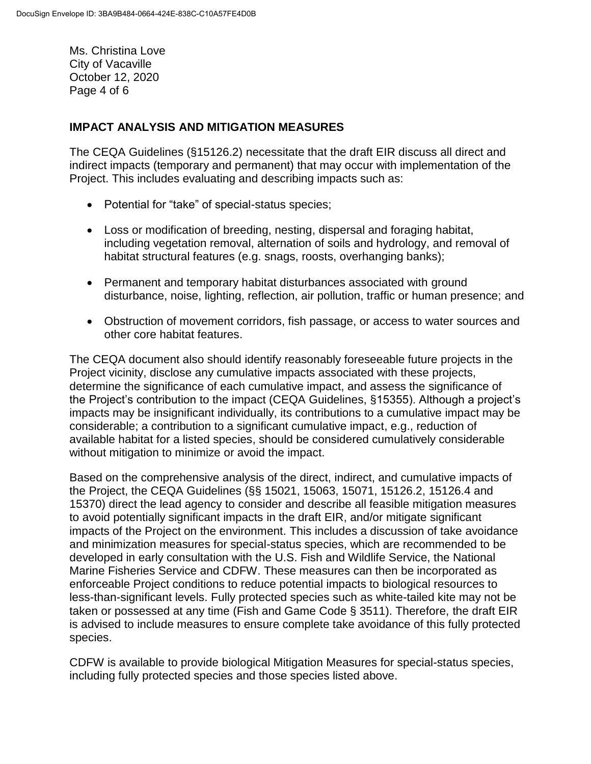## IMPACT ANALYSIS AND MITIGATION MEASURES

The CEQA Guidelines (§15126.2) necessitate that the draft EIR discuss all direct and indirect impacts (temporary and permanent) that may occur with implementation of the Project. This includes evaluating and describing impacts such as:

- Potential for "take" of special-status species;
- Loss or modification of breeding, nesting, dispersal and foraging habitat, including vegetation removal, alternation of soils and hydrology, and removal of habitat structural features (e.g. snags, roosts, overhanging banks);
- Permanent and temporary habitat disturbances associated with ground disturbance, noise, lighting, reflection, air pollution, traffic or human presence; and
- Obstruction of movement corridors, fish passage, or access to water sources and other core habitat features.

The CEQA document also should identify reasonably foreseeable future projects in the Project vicinity, disclose any cumulative impacts associated with these projects, determine the significance of each cumulative impact, and assess the significance of the Project's contribution to the impact (CEQA Guidelines, §15355). Although a project's impacts may be insignificant individually, its contributions to a cumulative impact may be considerable; a contribution to a significant cumulative impact, e.g., reduction of available habitat for a listed species, should be considered cumulatively considerable without mitigation to minimize or avoid the impact.

Based on the comprehensive analysis of the direct, indirect, and cumulative impacts of the Project, the CEQA Guidelines (§§ 15021, 15063, 15071, 15126.2, 15126.4 and 15370) direct the lead agency to consider and describe all feasible mitigation measures to avoid potentially significant impacts in the draft EIR, and/or mitigate significant impacts of the Project on the environment. This includes a discussion of take avoidance and minimization measures for special-status species, which are recommended to be developed in early consultation with the U.S. Fish and Wildlife Service, the National Marine Fisheries Service and CDFW. These measures can then be incorporated as enforceable Project conditions to reduce potential impacts to biological resources to less-than-significant levels. Fully protected species such as white-tailed kite may not be taken or possessed at any time (Fish and Game Code § 3511). Therefore, the draft EIR is advised to include measures to ensure complete take avoidance of this fully protected species.

CDFW is available to provide biological Mitigation Measures for special-status species, including fully protected species and those species listed above.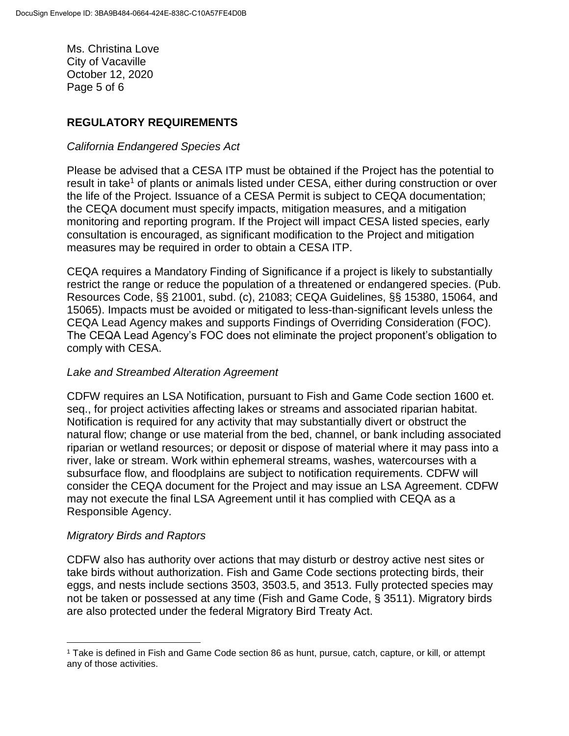## REGULATORY REQUIREMENTS

*California Endangered Species Act*

Please be advised that a CESA ITP must be obtained if the Project has the potential to result in take[1] of plants or animals listed under CESA, either during construction or over the life of the Project. Issuance of a CESA Permit is subject to CEQA documentation; the CEQA document must specify impacts, mitigation measures, and a mitigation monitoring and reporting program. If the Project will impact CESA listed species, early consultation is encouraged, as significant modification to the Project and mitigation measures may be required in order to obtain a CESA ITP.

CEQA requires a Mandatory Finding of Significance if a project is likely to substantially restrict the range or reduce the population of a threatened or endangered species. (Pub. Resources Code, §§ 21001, subd. (c), 21083; CEQA Guidelines, §§ 15380, 15064, and 15065). Impacts must be avoided or mitigated to less-than-significant levels unless the CEQA Lead Agency makes and supports Findings of Overriding Consideration (FOC). The CEQA Lead Agency's FOC does not eliminate the project proponent's obligation to comply with CESA.

*Lake and Streambed Alteration Agreement*

CDFW requires an LSA Notification, pursuant to Fish and Game Code section 1600 et. seq., for project activities affecting lakes or streams and associated riparian habitat. Notification is required for any activity that may substantially divert or obstruct the natural flow; change or use material from the bed, channel, or bank including associated riparian or wetland resources; or deposit or dispose of material where it may pass into a river, lake or stream. Work within ephemeral streams, washes, watercourses with a subsurface flow, and floodplains are subject to notification requirements. CDFW will consider the CEQA document for the Project and may issue an LSA Agreement. CDFW may not execute the final LSA Agreement until it has complied with CEQA as a Responsible Agency.

*Migratory Birds and Raptors*

CDFW also has authority over actions that may disturb or destroy active nest sites or take birds without authorization. Fish and Game Code sections protecting birds, their eggs, and nests include sections 3503, 3503.5, and 3513. Fully protected species may not be taken or possessed at any time (Fish and Game Code, § 3511). Migratory birds are also protected under the federal Migratory Bird Treaty Act.

[1] Take is defined in Fish and Game Code section 86 as hunt, pursue, catch, capture, or kill, or attempt any of those activities.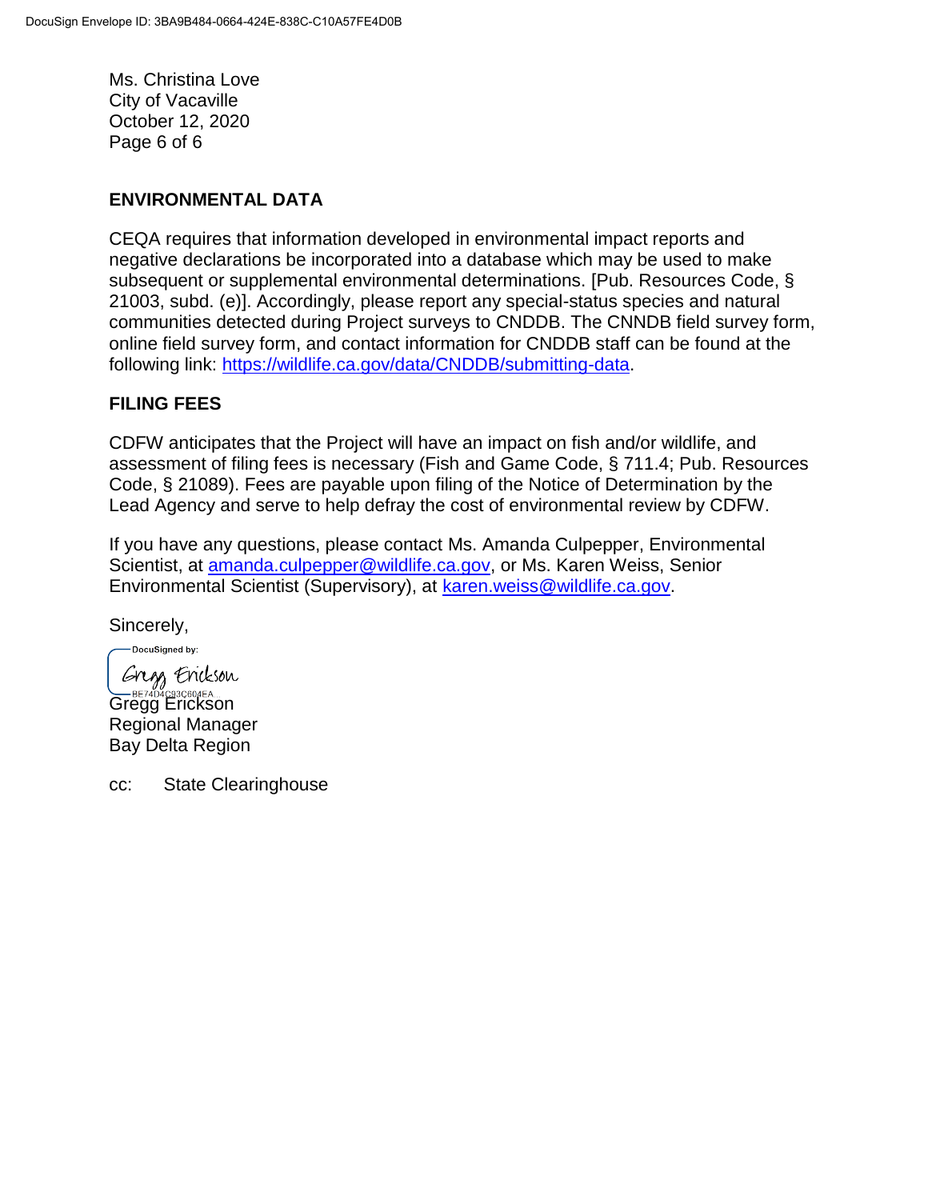## ENVIRONMENTAL DATA

CEQA requires that information developed in environmental impact reports and negative declarations be incorporated into a database which may be used to make subsequent or supplemental environmental determinations. [Pub. Resources Code, § 21003, subd. (e)]. Accordingly, please report any special-status species and natural communities detected during Project surveys to CNDDB. The CNNDB field survey form, online field survey form, and contact information for CNDDB staff can be found at the following link: https://wildlife.ca.gov/data/CNDDB/submitting-data.

## FILING FEES

CDFW anticipates that the Project will have an impact on fish and/or wildlife, and assessment of filing fees is necessary (Fish and Game Code, § 711.4; Pub. Resources Code, § 21089). Fees are payable upon filing of the Notice of Determination by the Lead Agency and serve to help defray the cost of environmental review by CDFW.

If you have any questions, please contact Ms. Amanda Culpepper, Environmental Scientist, at amanda.culpepper@wildlife.ca.gov, or Ms. Karen Weiss, Senior Environmental Scientist (Supervisory), at karen.weiss@wildlife.ca.gov.

Sincerely,

DocuSigned by:

Gregg Erickson

BE74D4C93C604EA

Gregg Erickson
Regional Manager
Bay Delta Region

cc: State Clearinghouse